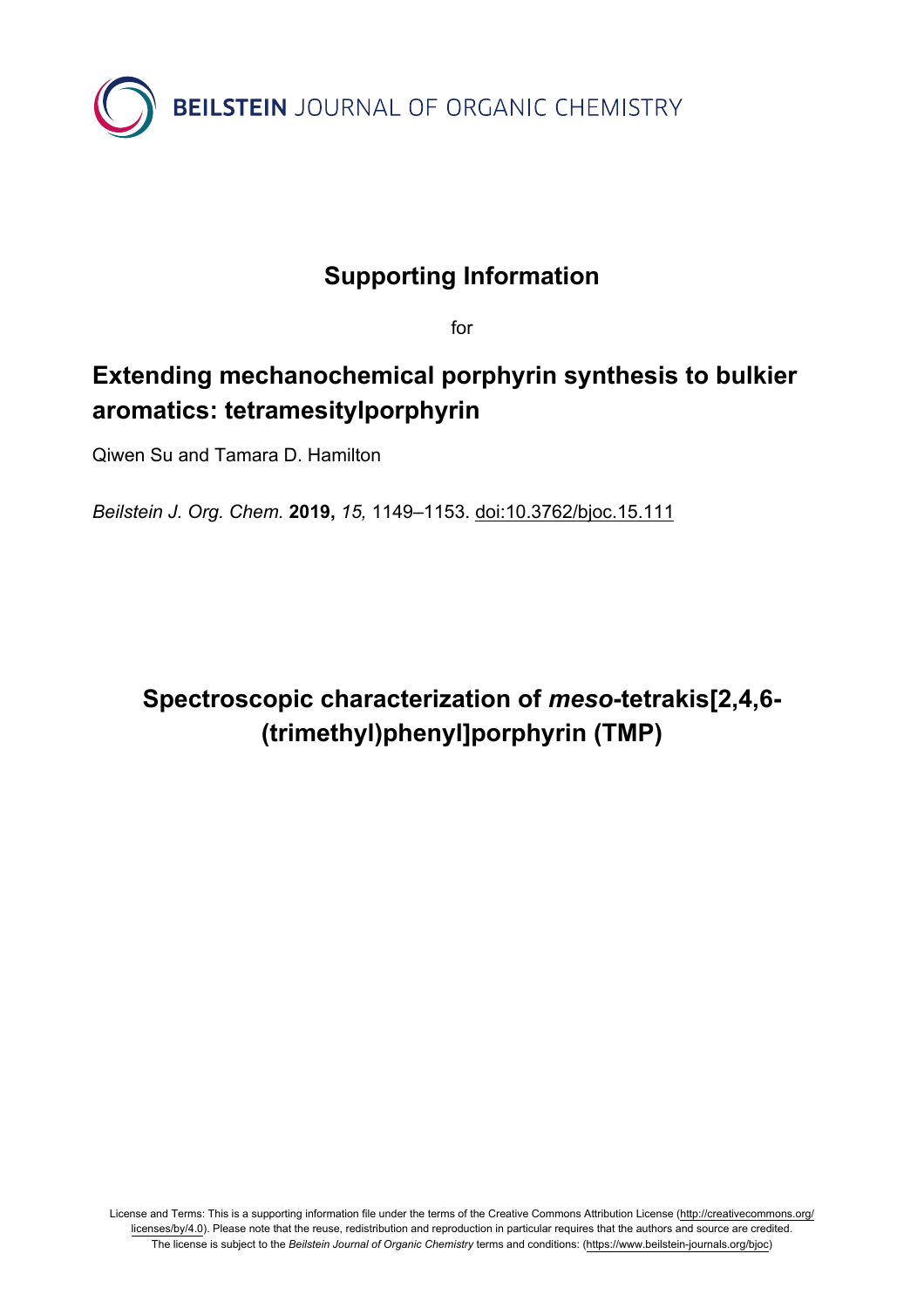BEILSTEIN JOURNAL OF ORGANIC CHEMISTRY

# Supporting Information

for

# Extending mechanochemical porphyrin synthesis to bulkier aromatics: tetramesitylporphyrin

Qiwen Su and Tamara D. Hamilton

*Beilstein J. Org. Chem.* **2019,** *15,* 1149–1153. doi:10.3762/bjoc.15.111

## Spectroscopic characterization of *meso*-tetrakis[2,4,6-(trimethyl)phenyl]porphyrin (TMP)

License and Terms: This is a supporting information file under the terms of the Creative Commons Attribution License (http://creativecommons.org/licenses/by/4.0). Please note that the reuse, redistribution and reproduction in particular requires that the authors and source are credited. The license is subject to the *Beilstein Journal of Organic Chemistry* terms and conditions: (https://www.beilstein-journals.org/bjoc)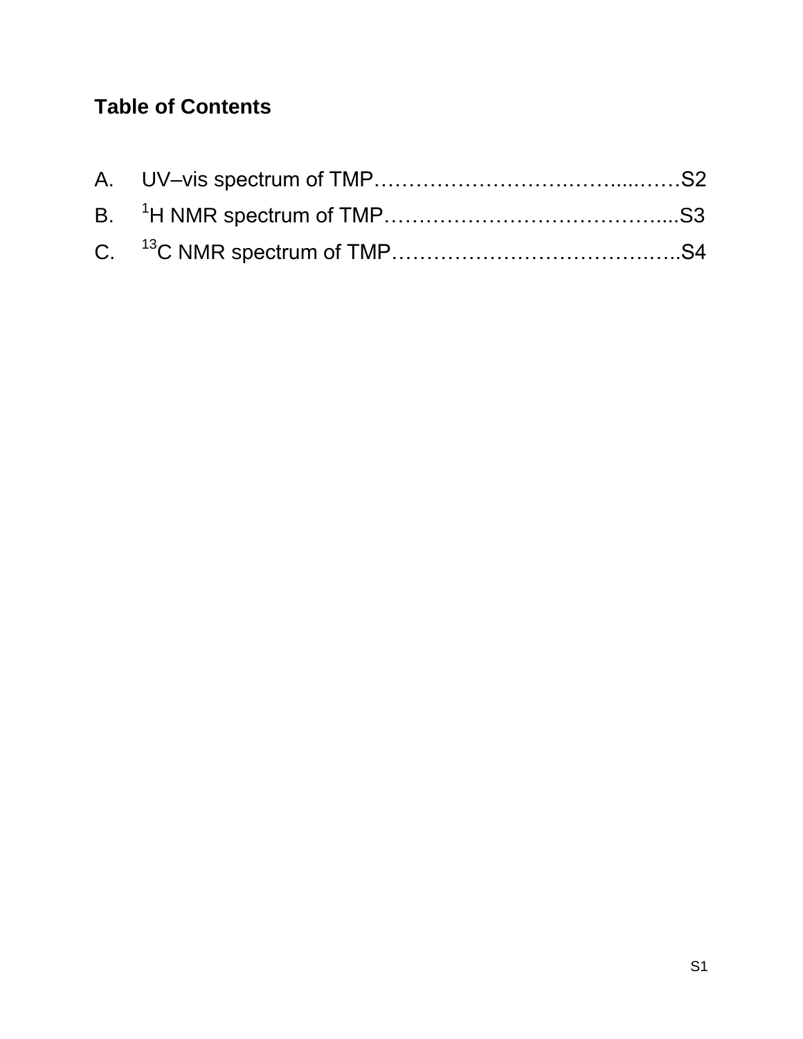## Table of Contents

A. UV–vis spectrum of TMP……………………….……....……S2

B. $^{1}$H NMR spectrum of TMP…………………………………....S3

C. $^{13}$C NMR spectrum of TMP……………………………….…..S4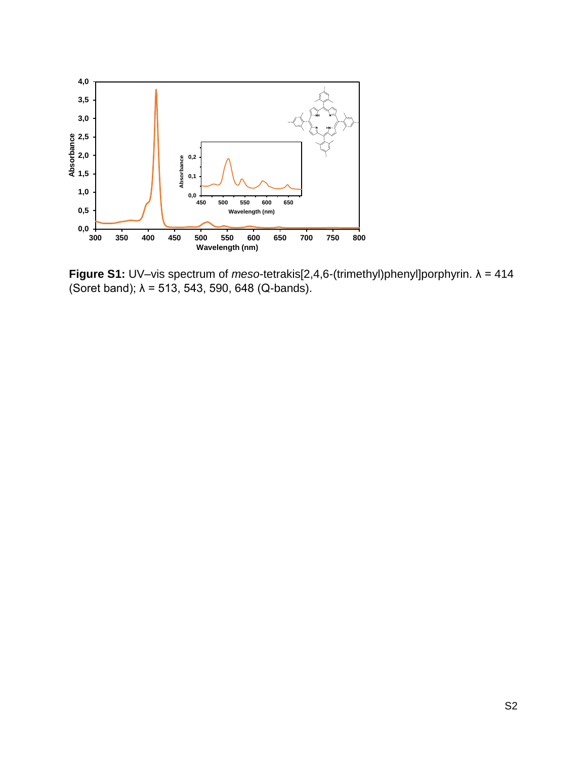**Figure S1:** UV–vis spectrum of *meso*-tetrakis[2,4,6-(trimethyl)phenyl]porphyrin. λ = 414 (Soret band); λ = 513, 543, 590, 648 (Q-bands).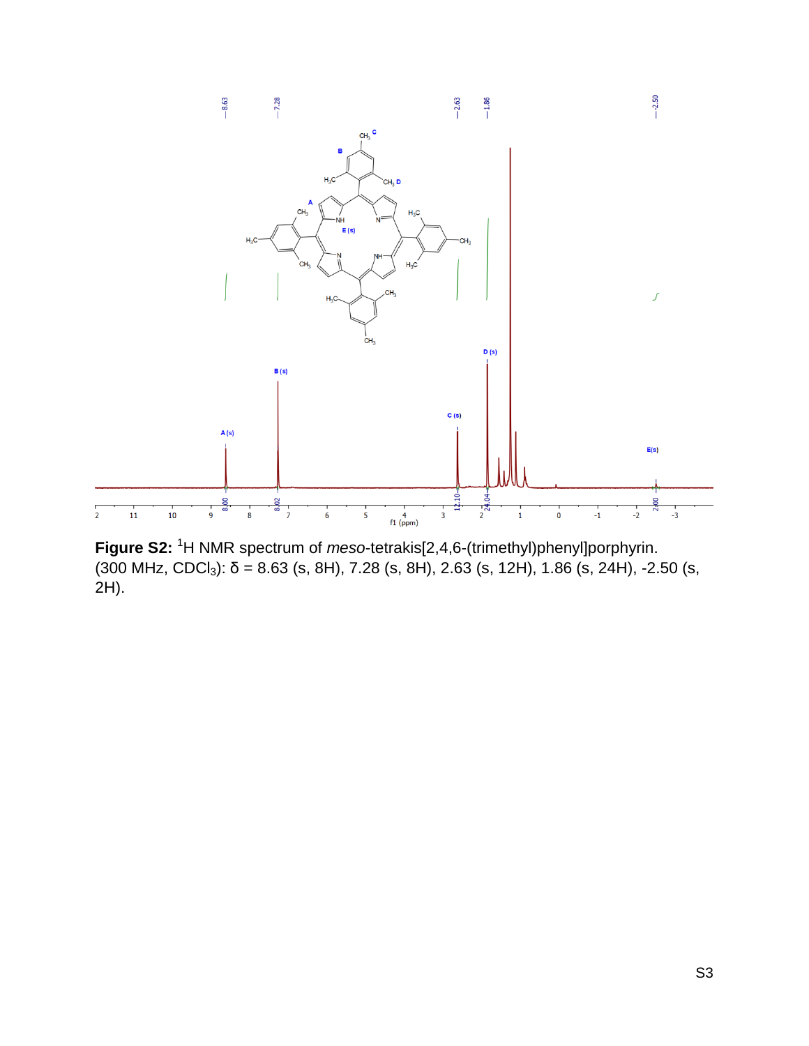**Figure S2:** $^{1}$H NMR spectrum of *meso*-tetrakis[2,4,6-(trimethyl)phenyl]porphyrin. (300 MHz, $CDCl_3$): δ = 8.63 (s, 8H), 7.28 (s, 8H), 2.63 (s, 12H), 1.86 (s, 24H), -2.50 (s, 2H).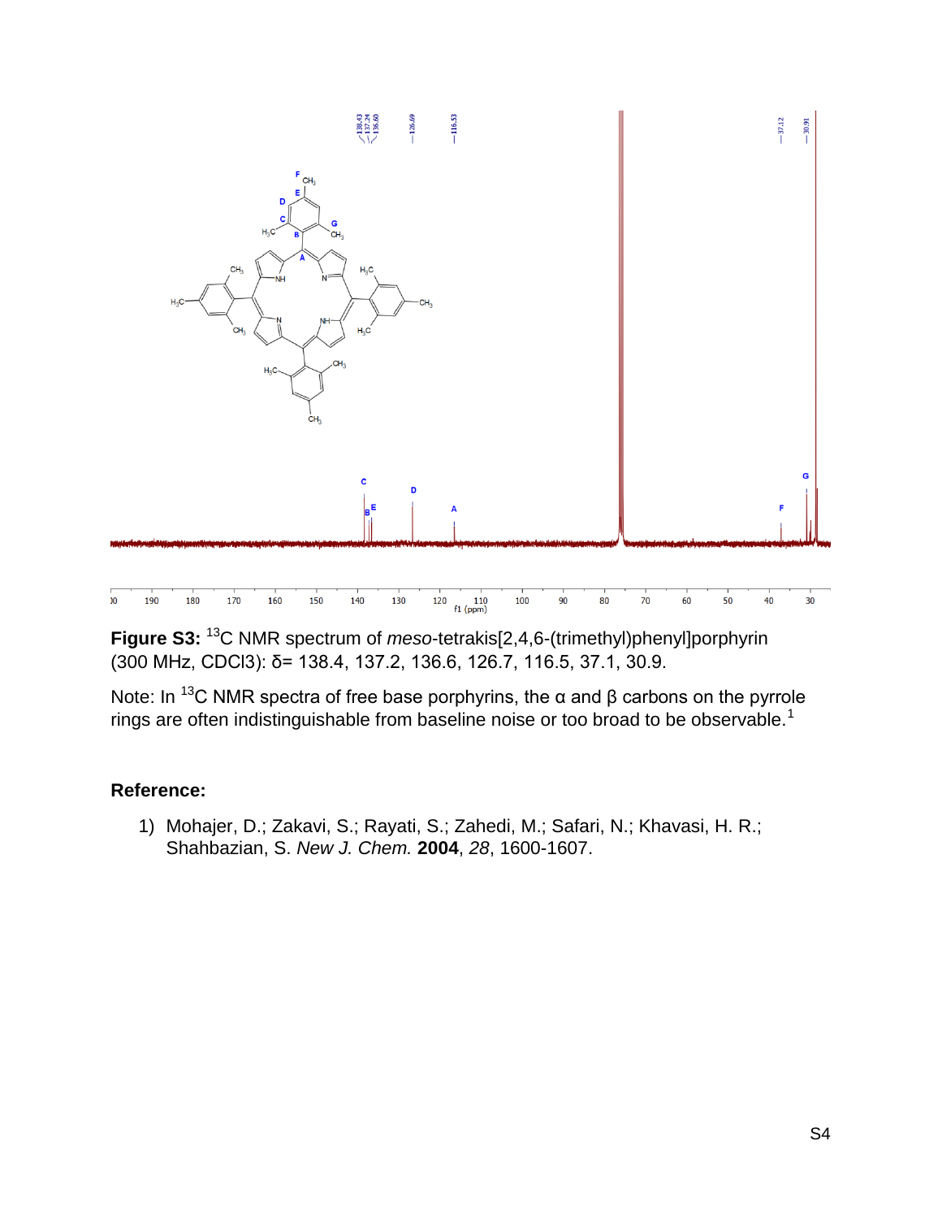**Figure S3:** $^{13}$C NMR spectrum of *meso*-tetrakis[2,4,6-(trimethyl)phenyl]porphyrin (300 MHz, CDCl3): δ= 138.4, 137.2, 136.6, 126.7, 116.5, 37.1, 30.9.

Note: In $^{13}$C NMR spectra of free base porphyrins, the α and β carbons on the pyrrole rings are often indistinguishable from baseline noise or too broad to be observable.[1]

**Reference:**

1) Mohajer, D.; Zakavi, S.; Rayati, S.; Zahedi, M.; Safari, N.; Khavasi, H. R.; Shahbazian, S. *New J. Chem.* **2004**, *28*, 1600-1607.